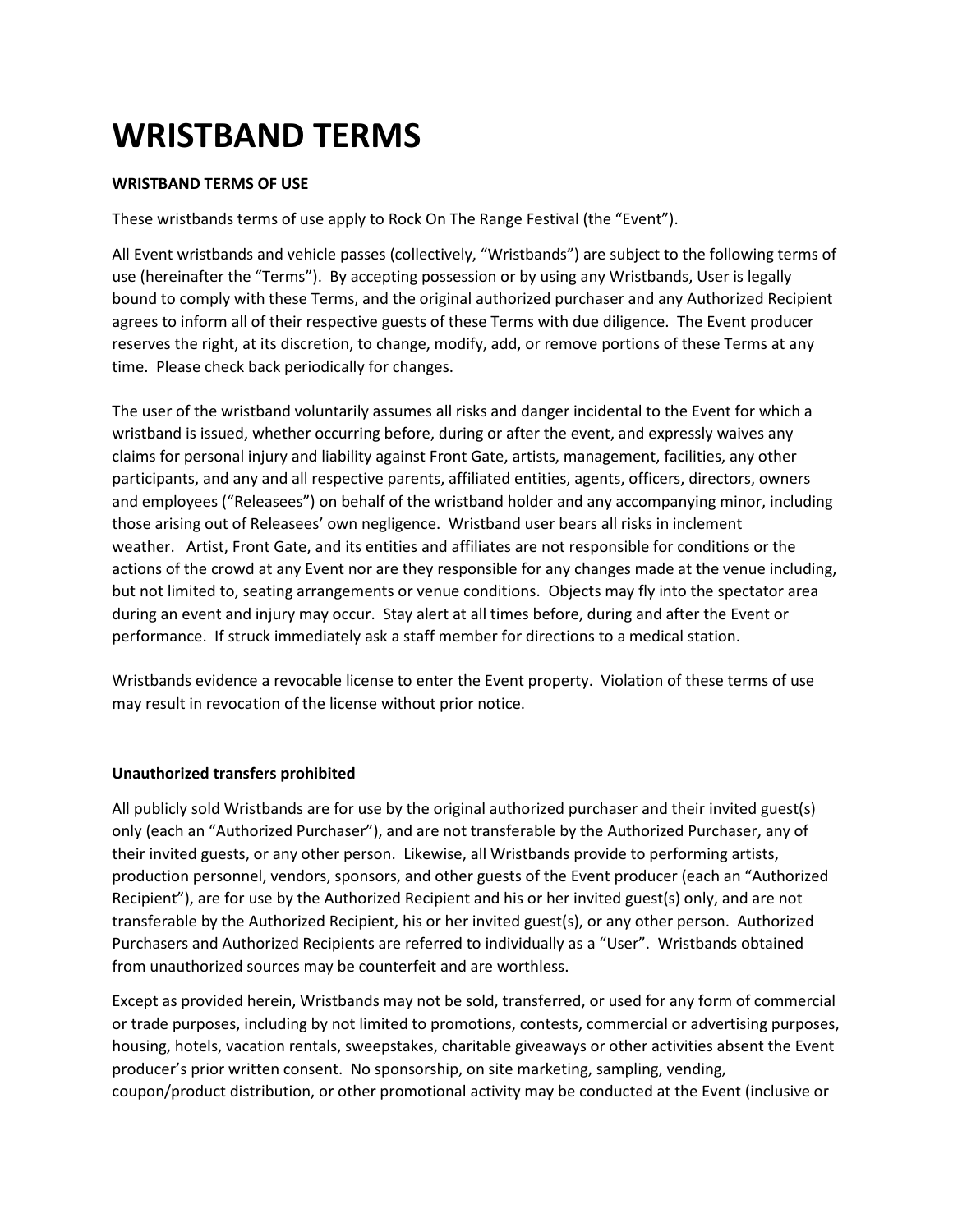# WRISTBAND TERMS

**WRISTBAND TERMS OF USE**

These wristbands terms of use apply to Rock On The Range Festival (the "Event").

All Event wristbands and vehicle passes (collectively, "Wristbands") are subject to the following terms of use (hereinafter the "Terms"). By accepting possession or by using any Wristbands, User is legally bound to comply with these Terms, and the original authorized purchaser and any Authorized Recipient agrees to inform all of their respective guests of these Terms with due diligence. The Event producer reserves the right, at its discretion, to change, modify, add, or remove portions of these Terms at any time. Please check back periodically for changes.

The user of the wristband voluntarily assumes all risks and danger incidental to the Event for which a wristband is issued, whether occurring before, during or after the event, and expressly waives any claims for personal injury and liability against Front Gate, artists, management, facilities, any other participants, and any and all respective parents, affiliated entities, agents, officers, directors, owners and employees ("Releasees") on behalf of the wristband holder and any accompanying minor, including those arising out of Releasees' own negligence. Wristband user bears all risks in inclement weather. Artist, Front Gate, and its entities and affiliates are not responsible for conditions or the actions of the crowd at any Event nor are they responsible for any changes made at the venue including, but not limited to, seating arrangements or venue conditions. Objects may fly into the spectator area during an event and injury may occur. Stay alert at all times before, during and after the Event or performance. If struck immediately ask a staff member for directions to a medical station.

Wristbands evidence a revocable license to enter the Event property. Violation of these terms of use may result in revocation of the license without prior notice.

**Unauthorized transfers prohibited**

All publicly sold Wristbands are for use by the original authorized purchaser and their invited guest(s) only (each an "Authorized Purchaser"), and are not transferable by the Authorized Purchaser, any of their invited guests, or any other person. Likewise, all Wristbands provide to performing artists, production personnel, vendors, sponsors, and other guests of the Event producer (each an "Authorized Recipient"), are for use by the Authorized Recipient and his or her invited guest(s) only, and are not transferable by the Authorized Recipient, his or her invited guest(s), or any other person. Authorized Purchasers and Authorized Recipients are referred to individually as a "User". Wristbands obtained from unauthorized sources may be counterfeit and are worthless.

Except as provided herein, Wristbands may not be sold, transferred, or used for any form of commercial or trade purposes, including by not limited to promotions, contests, commercial or advertising purposes, housing, hotels, vacation rentals, sweepstakes, charitable giveaways or other activities absent the Event producer's prior written consent. No sponsorship, on site marketing, sampling, vending, coupon/product distribution, or other promotional activity may be conducted at the Event (inclusive or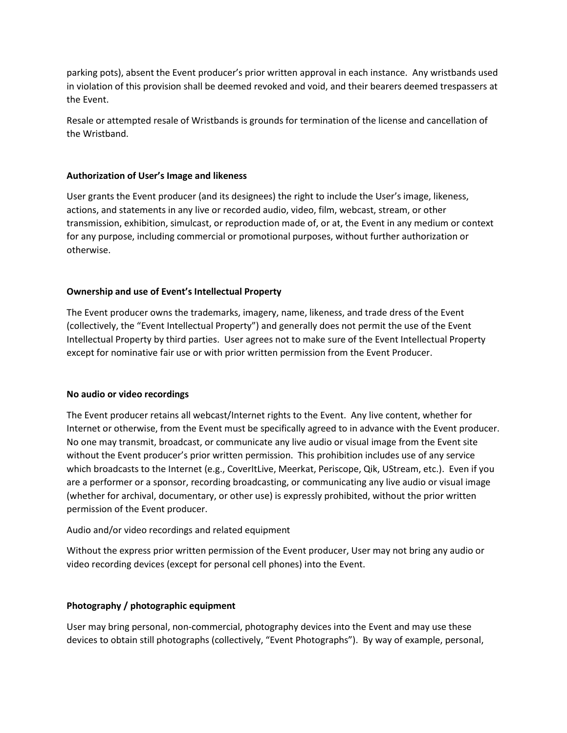parking pots), absent the Event producer's prior written approval in each instance.  Any wristbands used in violation of this provision shall be deemed revoked and void, and their bearers deemed trespassers at the Event.

Resale or attempted resale of Wristbands is grounds for termination of the license and cancellation of the Wristband.

**Authorization of User's Image and likeness**

User grants the Event producer (and its designees) the right to include the User's image, likeness, actions, and statements in any live or recorded audio, video, film, webcast, stream, or other transmission, exhibition, simulcast, or reproduction made of, or at, the Event in any medium or context for any purpose, including commercial or promotional purposes, without further authorization or otherwise.

**Ownership and use of Event's Intellectual Property**

The Event producer owns the trademarks, imagery, name, likeness, and trade dress of the Event (collectively, the "Event Intellectual Property") and generally does not permit the use of the Event Intellectual Property by third parties.  User agrees not to make sure of the Event Intellectual Property except for nominative fair use or with prior written permission from the Event Producer.

**No audio or video recordings**

The Event producer retains all webcast/Internet rights to the Event.  Any live content, whether for Internet or otherwise, from the Event must be specifically agreed to in advance with the Event producer.  No one may transmit, broadcast, or communicate any live audio or visual image from the Event site without the Event producer's prior written permission.  This prohibition includes use of any service which broadcasts to the Internet (e.g., CoverItLive, Meerkat, Periscope, Qik, UStream, etc.).  Even if you are a performer or a sponsor, recording broadcasting, or communicating any live audio or visual image (whether for archival, documentary, or other use) is expressly prohibited, without the prior written permission of the Event producer.

Audio and/or video recordings and related equipment

Without the express prior written permission of the Event producer, User may not bring any audio or video recording devices (except for personal cell phones) into the Event.

**Photography / photographic equipment**

User may bring personal, non-commercial, photography devices into the Event and may use these devices to obtain still photographs (collectively, "Event Photographs").  By way of example, personal,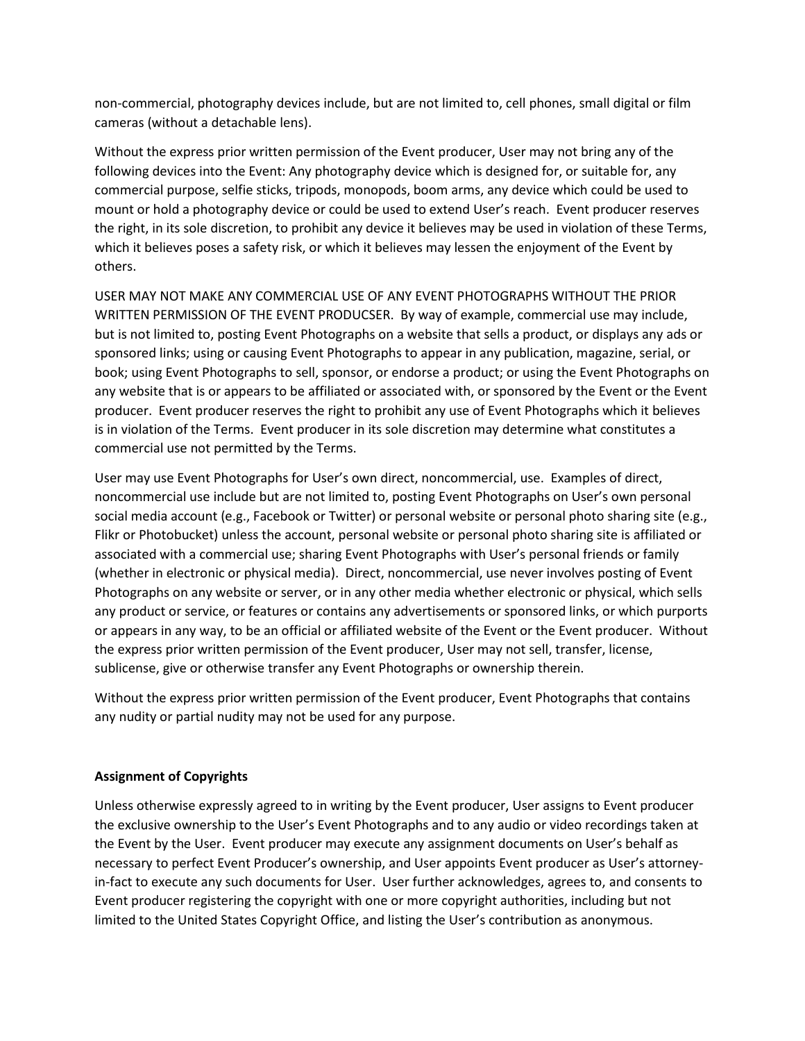non-commercial, photography devices include, but are not limited to, cell phones, small digital or film cameras (without a detachable lens).

Without the express prior written permission of the Event producer, User may not bring any of the following devices into the Event: Any photography device which is designed for, or suitable for, any commercial purpose, selfie sticks, tripods, monopods, boom arms, any device which could be used to mount or hold a photography device or could be used to extend User's reach. Event producer reserves the right, in its sole discretion, to prohibit any device it believes may be used in violation of these Terms, which it believes poses a safety risk, or which it believes may lessen the enjoyment of the Event by others.

USER MAY NOT MAKE ANY COMMERCIAL USE OF ANY EVENT PHOTOGRAPHS WITHOUT THE PRIOR WRITTEN PERMISSION OF THE EVENT PRODUCSER. By way of example, commercial use may include, but is not limited to, posting Event Photographs on a website that sells a product, or displays any ads or sponsored links; using or causing Event Photographs to appear in any publication, magazine, serial, or book; using Event Photographs to sell, sponsor, or endorse a product; or using the Event Photographs on any website that is or appears to be affiliated or associated with, or sponsored by the Event or the Event producer. Event producer reserves the right to prohibit any use of Event Photographs which it believes is in violation of the Terms. Event producer in its sole discretion may determine what constitutes a commercial use not permitted by the Terms.

User may use Event Photographs for User's own direct, noncommercial, use. Examples of direct, noncommercial use include but are not limited to, posting Event Photographs on User's own personal social media account (e.g., Facebook or Twitter) or personal website or personal photo sharing site (e.g., Flikr or Photobucket) unless the account, personal website or personal photo sharing site is affiliated or associated with a commercial use; sharing Event Photographs with User's personal friends or family (whether in electronic or physical media). Direct, noncommercial, use never involves posting of Event Photographs on any website or server, or in any other media whether electronic or physical, which sells any product or service, or features or contains any advertisements or sponsored links, or which purports or appears in any way, to be an official or affiliated website of the Event or the Event producer. Without the express prior written permission of the Event producer, User may not sell, transfer, license, sublicense, give or otherwise transfer any Event Photographs or ownership therein.

Without the express prior written permission of the Event producer, Event Photographs that contains any nudity or partial nudity may not be used for any purpose.

**Assignment of Copyrights**

Unless otherwise expressly agreed to in writing by the Event producer, User assigns to Event producer the exclusive ownership to the User's Event Photographs and to any audio or video recordings taken at the Event by the User. Event producer may execute any assignment documents on User's behalf as necessary to perfect Event Producer's ownership, and User appoints Event producer as User's attorney-in-fact to execute any such documents for User. User further acknowledges, agrees to, and consents to Event producer registering the copyright with one or more copyright authorities, including but not limited to the United States Copyright Office, and listing the User's contribution as anonymous.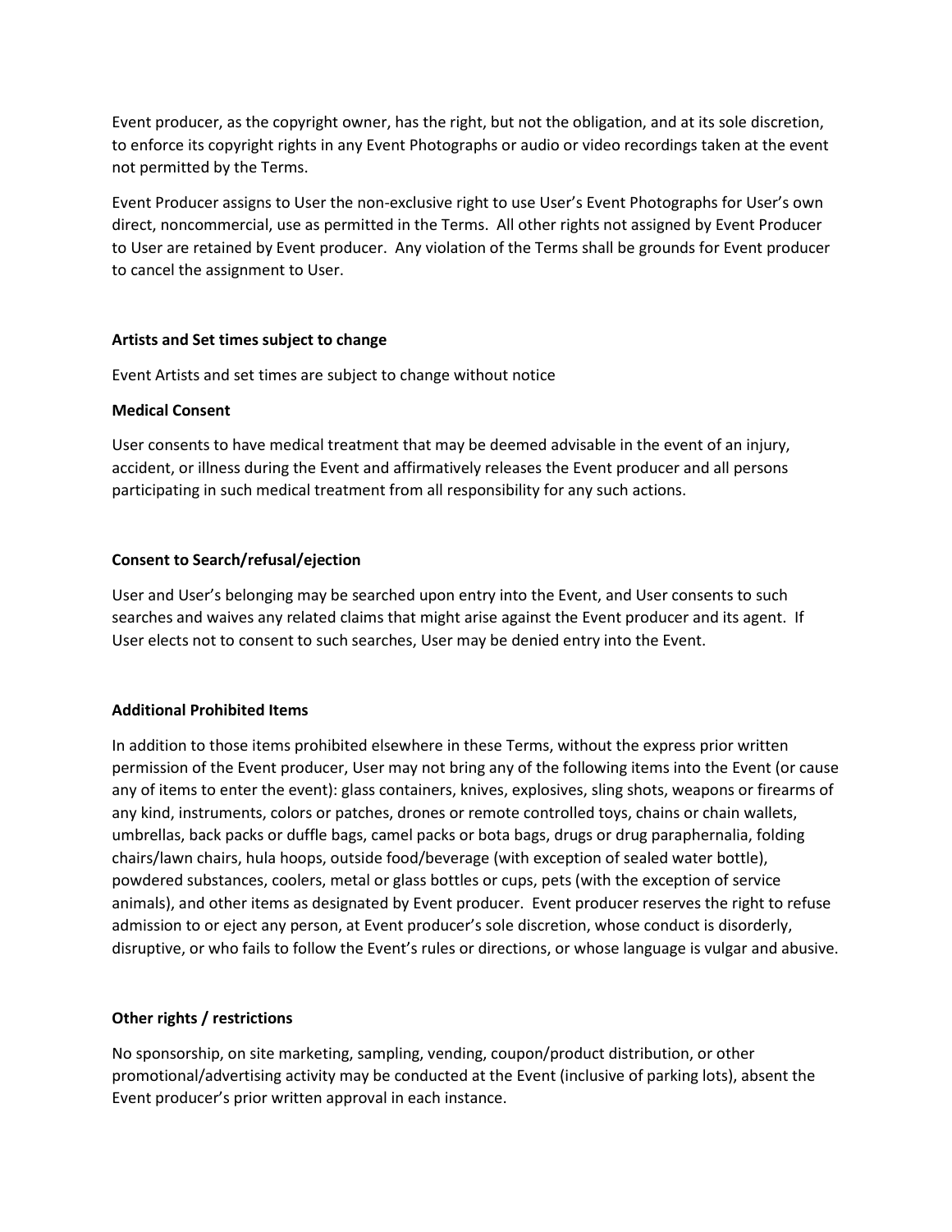Event producer, as the copyright owner, has the right, but not the obligation, and at its sole discretion, to enforce its copyright rights in any Event Photographs or audio or video recordings taken at the event not permitted by the Terms.

Event Producer assigns to User the non-exclusive right to use User's Event Photographs for User's own direct, noncommercial, use as permitted in the Terms. All other rights not assigned by Event Producer to User are retained by Event producer. Any violation of the Terms shall be grounds for Event producer to cancel the assignment to User.

**Artists and Set times subject to change**

Event Artists and set times are subject to change without notice

**Medical Consent**

User consents to have medical treatment that may be deemed advisable in the event of an injury, accident, or illness during the Event and affirmatively releases the Event producer and all persons participating in such medical treatment from all responsibility for any such actions.

**Consent to Search/refusal/ejection**

User and User's belonging may be searched upon entry into the Event, and User consents to such searches and waives any related claims that might arise against the Event producer and its agent. If User elects not to consent to such searches, User may be denied entry into the Event.

**Additional Prohibited Items**

In addition to those items prohibited elsewhere in these Terms, without the express prior written permission of the Event producer, User may not bring any of the following items into the Event (or cause any of items to enter the event): glass containers, knives, explosives, sling shots, weapons or firearms of any kind, instruments, colors or patches, drones or remote controlled toys, chains or chain wallets, umbrellas, back packs or duffle bags, camel packs or bota bags, drugs or drug paraphernalia, folding chairs/lawn chairs, hula hoops, outside food/beverage (with exception of sealed water bottle), powdered substances, coolers, metal or glass bottles or cups, pets (with the exception of service animals), and other items as designated by Event producer. Event producer reserves the right to refuse admission to or eject any person, at Event producer's sole discretion, whose conduct is disorderly, disruptive, or who fails to follow the Event's rules or directions, or whose language is vulgar and abusive.

**Other rights / restrictions**

No sponsorship, on site marketing, sampling, vending, coupon/product distribution, or other promotional/advertising activity may be conducted at the Event (inclusive of parking lots), absent the Event producer's prior written approval in each instance.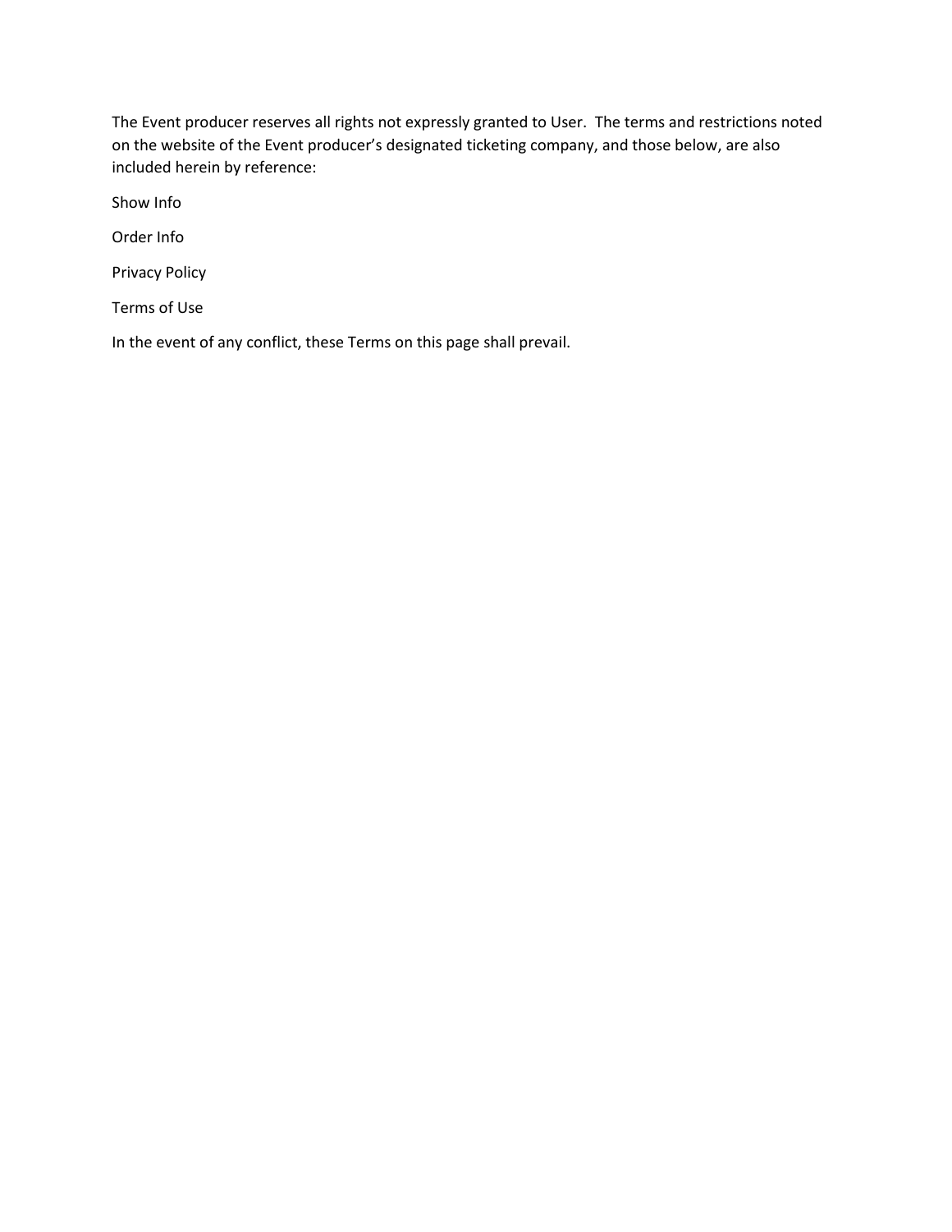The Event producer reserves all rights not expressly granted to User. The terms and restrictions noted on the website of the Event producer's designated ticketing company, and those below, are also included herein by reference:

Show Info

Order Info

Privacy Policy

Terms of Use

In the event of any conflict, these Terms on this page shall prevail.